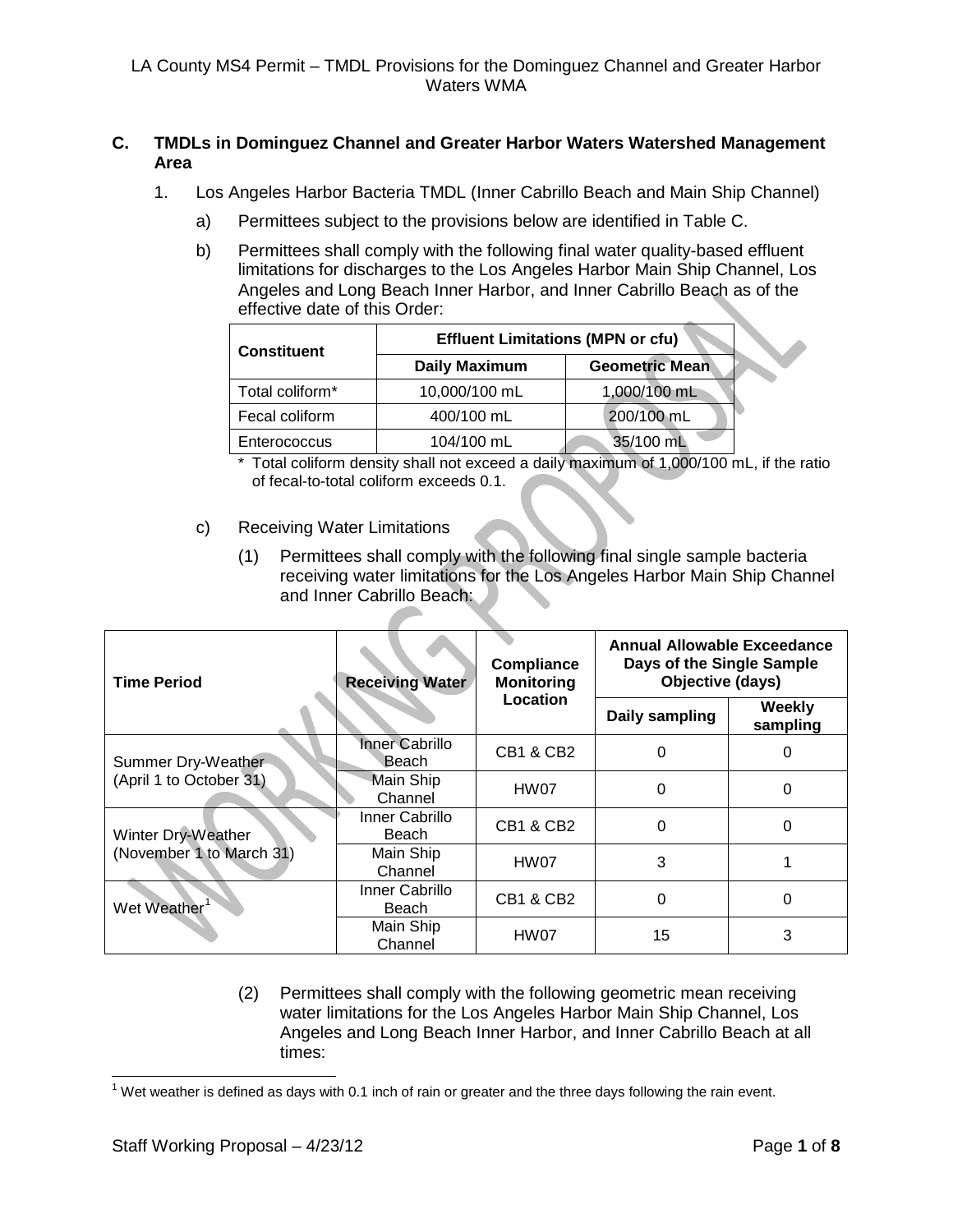## C. TMDLs in Dominguez Channel and Greater Harbor Waters Watershed Management Area

1. Los Angeles Harbor Bacteria TMDL (Inner Cabrillo Beach and Main Ship Channel)

   a) Permittees subject to the provisions below are identified in Table C.

   b) Permittees shall comply with the following final water quality-based effluent limitations for discharges to the Los Angeles Harbor Main Ship Channel, Los Angeles and Long Beach Inner Harbor, and Inner Cabrillo Beach as of the effective date of this Order:

| Constituent | Effluent Limitations (MPN or cfu) | |
|---|---|---|
| | Daily Maximum | Geometric Mean |
| Total coliform* | 10,000/100 mL | 1,000/100 mL |
| Fecal coliform | 400/100 mL | 200/100 mL |
| Enterococcus | 104/100 mL | 35/100 mL |

\* Total coliform density shall not exceed a daily maximum of 1,000/100 mL, if the ratio of fecal-to-total coliform exceeds 0.1.

   c) Receiving Water Limitations

      (1) Permittees shall comply with the following final single sample bacteria receiving water limitations for the Los Angeles Harbor Main Ship Channel and Inner Cabrillo Beach:

| Time Period | Receiving Water | Compliance Monitoring Location | Annual Allowable Exceedance Days of the Single Sample Objective (days) | |
|---|---|---|---|---|
| | | | Daily sampling | Weekly sampling |
| Summer Dry-Weather (April 1 to October 31) | Inner Cabrillo Beach | CB1 & CB2 | 0 | 0 |
| | Main Ship Channel | HW07 | 0 | 0 |
| Winter Dry-Weather (November 1 to March 31) | Inner Cabrillo Beach | CB1 & CB2 | 0 | 0 |
| | Main Ship Channel | HW07 | 3 | 1 |
| Wet Weather[1] | Inner Cabrillo Beach | CB1 & CB2 | 0 | 0 |
| | Main Ship Channel | HW07 | 15 | 3 |

      (2) Permittees shall comply with the following geometric mean receiving water limitations for the Los Angeles Harbor Main Ship Channel, Los Angeles and Long Beach Inner Harbor, and Inner Cabrillo Beach at all times:

[1] Wet weather is defined as days with 0.1 inch of rain or greater and the three days following the rain event.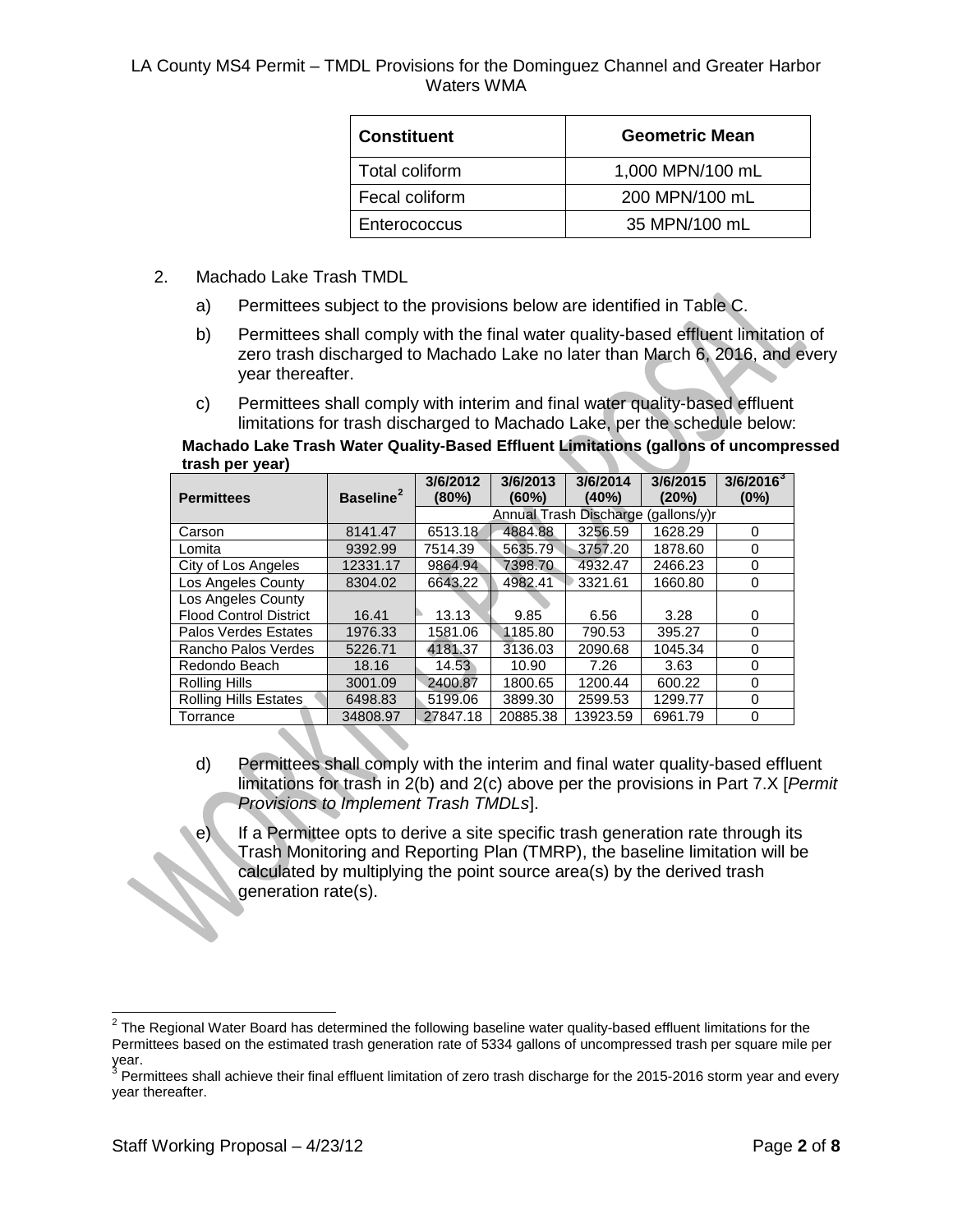| Constituent | Geometric Mean |
|---|---|
| Total coliform | 1,000 MPN/100 mL |
| Fecal coliform | 200 MPN/100 mL |
| Enterococcus | 35 MPN/100 mL |

2. Machado Lake Trash TMDL

   a) Permittees subject to the provisions below are identified in Table C.

   b) Permittees shall comply with the final water quality-based effluent limitation of zero trash discharged to Machado Lake no later than March 6, 2016, and every year thereafter.

   c) Permittees shall comply with interim and final water quality-based effluent limitations for trash discharged to Machado Lake, per the schedule below:

**Machado Lake Trash Water Quality-Based Effluent Limitations (gallons of uncompressed trash per year)**

| Permittees | Baseline[2] | 3/6/2012 (80%) | 3/6/2013 (60%) | 3/6/2014 (40%) | 3/6/2015 (20%) | 3/6/2016[3] (0%) |
|---|---|---|---|---|---|---|
| | | Annual Trash Discharge (gallons/y)r | | | | |
| Carson | 8141.47 | 6513.18 | 4884.88 | 3256.59 | 1628.29 | 0 |
| Lomita | 9392.99 | 7514.39 | 5635.79 | 3757.20 | 1878.60 | 0 |
| City of Los Angeles | 12331.17 | 9864.94 | 7398.70 | 4932.47 | 2466.23 | 0 |
| Los Angeles County | 8304.02 | 6643.22 | 4982.41 | 3321.61 | 1660.80 | 0 |
| Los Angeles County Flood Control District | 16.41 | 13.13 | 9.85 | 6.56 | 3.28 | 0 |
| Palos Verdes Estates | 1976.33 | 1581.06 | 1185.80 | 790.53 | 395.27 | 0 |
| Rancho Palos Verdes | 5226.71 | 4181.37 | 3136.03 | 2090.68 | 1045.34 | 0 |
| Redondo Beach | 18.16 | 14.53 | 10.90 | 7.26 | 3.63 | 0 |
| Rolling Hills | 3001.09 | 2400.87 | 1800.65 | 1200.44 | 600.22 | 0 |
| Rolling Hills Estates | 6498.83 | 5199.06 | 3899.30 | 2599.53 | 1299.77 | 0 |
| Torrance | 34808.97 | 27847.18 | 20885.38 | 13923.59 | 6961.79 | 0 |

   d) Permittees shall comply with the interim and final water quality-based effluent limitations for trash in 2(b) and 2(c) above per the provisions in Part 7.X [*Permit Provisions to Implement Trash TMDLs*].

   e) If a Permittee opts to derive a site specific trash generation rate through its Trash Monitoring and Reporting Plan (TMRP), the baseline limitation will be calculated by multiplying the point source area(s) by the derived trash generation rate(s).

[2] The Regional Water Board has determined the following baseline water quality-based effluent limitations for the Permittees based on the estimated trash generation rate of 5334 gallons of uncompressed trash per square mile per year.

[3] Permittees shall achieve their final effluent limitation of zero trash discharge for the 2015-2016 storm year and every year thereafter.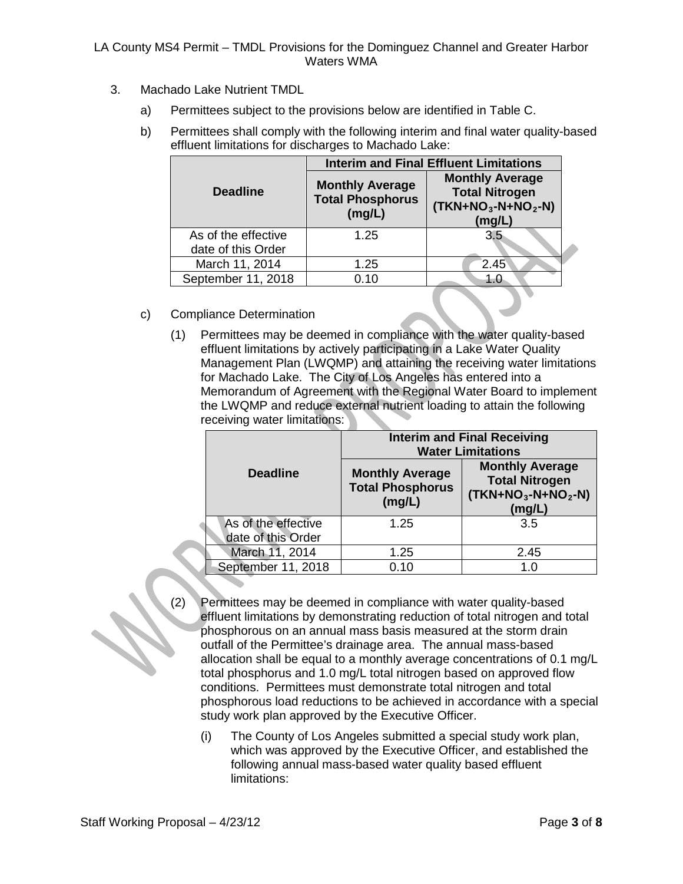3. Machado Lake Nutrient TMDL

   a) Permittees subject to the provisions below are identified in Table C.

   b) Permittees shall comply with the following interim and final water quality-based effluent limitations for discharges to Machado Lake:

| Deadline | Interim and Final Effluent Limitations | |
|---|---|---|
| | Monthly Average Total Phosphorus (mg/L) | Monthly Average Total Nitrogen ($TKN+NO_3$-$N+NO_2$-$N$) (mg/L) |
| As of the effective date of this Order | 1.25 | 3.5 |
| March 11, 2014 | 1.25 | 2.45 |
| September 11, 2018 | 0.10 | 1.0 |

   c) Compliance Determination

      (1) Permittees may be deemed in compliance with the water quality-based effluent limitations by actively participating in a Lake Water Quality Management Plan (LWQMP) and attaining the receiving water limitations for Machado Lake. The City of Los Angeles has entered into a Memorandum of Agreement with the Regional Water Board to implement the LWQMP and reduce external nutrient loading to attain the following receiving water limitations:

| Deadline | Interim and Final Receiving Water Limitations | |
|---|---|---|
| | Monthly Average Total Phosphorus (mg/L) | Monthly Average Total Nitrogen ($TKN+NO_3$-$N+NO_2$-$N$) (mg/L) |
| As of the effective date of this Order | 1.25 | 3.5 |
| March 11, 2014 | 1.25 | 2.45 |
| September 11, 2018 | 0.10 | 1.0 |

      (2) Permittees may be deemed in compliance with water quality-based effluent limitations by demonstrating reduction of total nitrogen and total phosphorous on an annual mass basis measured at the storm drain outfall of the Permittee's drainage area. The annual mass-based allocation shall be equal to a monthly average concentrations of 0.1 mg/L total phosphorus and 1.0 mg/L total nitrogen based on approved flow conditions. Permittees must demonstrate total nitrogen and total phosphorous load reductions to be achieved in accordance with a special study work plan approved by the Executive Officer.

         (i) The County of Los Angeles submitted a special study work plan, which was approved by the Executive Officer, and established the following annual mass-based water quality based effluent limitations: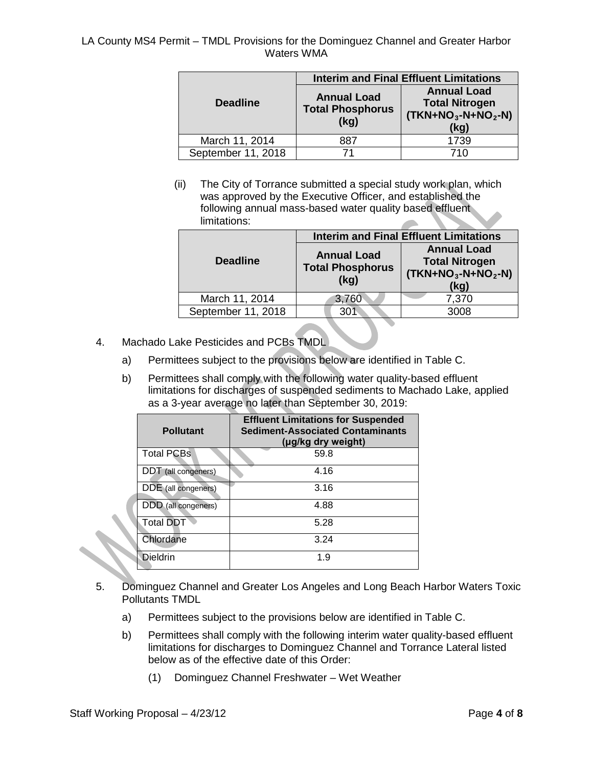| Deadline | Interim and Final Effluent Limitations | |
|---|---|---|
| | Annual Load Total Phosphorus (kg) | Annual Load Total Nitrogen ($TKN+NO_3-N+NO_2-N$) (kg) |
| March 11, 2014 | 887 | 1739 |
| September 11, 2018 | 71 | 710 |

(ii) The City of Torrance submitted a special study work plan, which was approved by the Executive Officer, and established the following annual mass-based water quality based effluent limitations:

| Deadline | Interim and Final Effluent Limitations | |
|---|---|---|
| | Annual Load Total Phosphorus (kg) | Annual Load Total Nitrogen ($TKN+NO_3-N+NO_2-N$) (kg) |
| March 11, 2014 | 3,760 | 7,370 |
| September 11, 2018 | 301 | 3008 |

4. Machado Lake Pesticides and PCBs TMDL

   a) Permittees subject to the provisions below are identified in Table C.

   b) Permittees shall comply with the following water quality-based effluent limitations for discharges of suspended sediments to Machado Lake, applied as a 3-year average no later than September 30, 2019:

| Pollutant | Effluent Limitations for Suspended Sediment-Associated Contaminants (µg/kg dry weight) |
|---|---|
| Total PCBs | 59.8 |
| DDT (all congeners) | 4.16 |
| DDE (all congeners) | 3.16 |
| DDD (all congeners) | 4.88 |
| Total DDT | 5.28 |
| Chlordane | 3.24 |
| Dieldrin | 1.9 |

5. Dominguez Channel and Greater Los Angeles and Long Beach Harbor Waters Toxic Pollutants TMDL

   a) Permittees subject to the provisions below are identified in Table C.

   b) Permittees shall comply with the following interim water quality-based effluent limitations for discharges to Dominguez Channel and Torrance Lateral listed below as of the effective date of this Order:

      (1) Dominguez Channel Freshwater – Wet Weather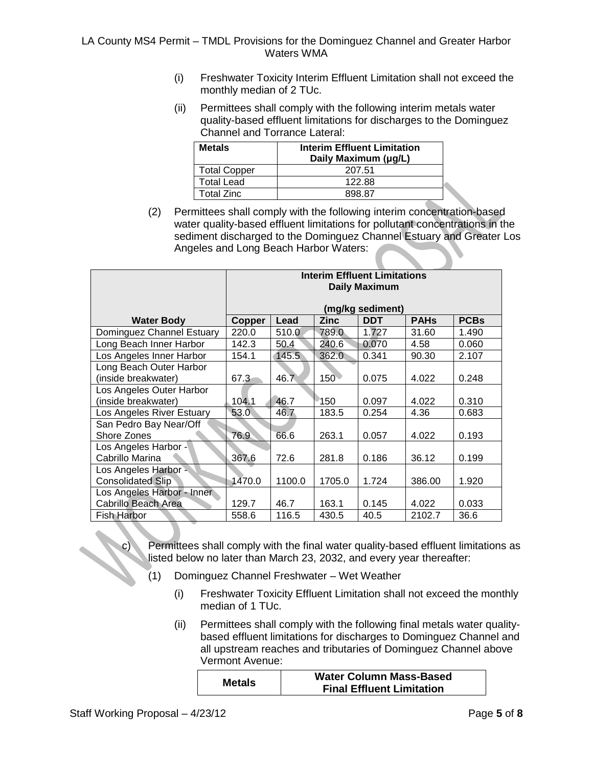(i) Freshwater Toxicity Interim Effluent Limitation shall not exceed the monthly median of 2 TUc.

(ii) Permittees shall comply with the following interim metals water quality-based effluent limitations for discharges to the Dominguez Channel and Torrance Lateral:

| Metals | Interim Effluent Limitation Daily Maximum (μg/L) |
|---|---|
| Total Copper | 207.51 |
| Total Lead | 122.88 |
| Total Zinc | 898.87 |

(2) Permittees shall comply with the following interim concentration-based water quality-based effluent limitations for pollutant concentrations in the sediment discharged to the Dominguez Channel Estuary and Greater Los Angeles and Long Beach Harbor Waters:

| | Interim Effluent Limitations Daily Maximum (mg/kg sediment) | | | | | |
|---|---|---|---|---|---|---|
| **Water Body** | **Copper** | **Lead** | **Zinc** | **DDT** | **PAHs** | **PCBs** |
| Dominguez Channel Estuary | 220.0 | 510.0 | 789.0 | 1.727 | 31.60 | 1.490 |
| Long Beach Inner Harbor | 142.3 | 50.4 | 240.6 | 0.070 | 4.58 | 0.060 |
| Los Angeles Inner Harbor | 154.1 | 145.5 | 362.0 | 0.341 | 90.30 | 2.107 |
| Long Beach Outer Harbor (inside breakwater) | 67.3 | 46.7 | 150 | 0.075 | 4.022 | 0.248 |
| Los Angeles Outer Harbor (inside breakwater) | 104.1 | 46.7 | 150 | 0.097 | 4.022 | 0.310 |
| Los Angeles River Estuary | 53.0 | 46.7 | 183.5 | 0.254 | 4.36 | 0.683 |
| San Pedro Bay Near/Off Shore Zones | 76.9 | 66.6 | 263.1 | 0.057 | 4.022 | 0.193 |
| Los Angeles Harbor - Cabrillo Marina | 367.6 | 72.6 | 281.8 | 0.186 | 36.12 | 0.199 |
| Los Angeles Harbor - Consolidated Slip | 1470.0 | 1100.0 | 1705.0 | 1.724 | 386.00 | 1.920 |
| Los Angeles Harbor - Inner Cabrillo Beach Area | 129.7 | 46.7 | 163.1 | 0.145 | 4.022 | 0.033 |
| Fish Harbor | 558.6 | 116.5 | 430.5 | 40.5 | 2102.7 | 36.6 |

c) Permittees shall comply with the final water quality-based effluent limitations as listed below no later than March 23, 2032, and every year thereafter:

(1) Dominguez Channel Freshwater – Wet Weather

(i) Freshwater Toxicity Effluent Limitation shall not exceed the monthly median of 1 TUc.

(ii) Permittees shall comply with the following final metals water quality-based effluent limitations for discharges to Dominguez Channel and all upstream reaches and tributaries of Dominguez Channel above Vermont Avenue:

| Metals | Water Column Mass-Based Final Effluent Limitation |
|---|---|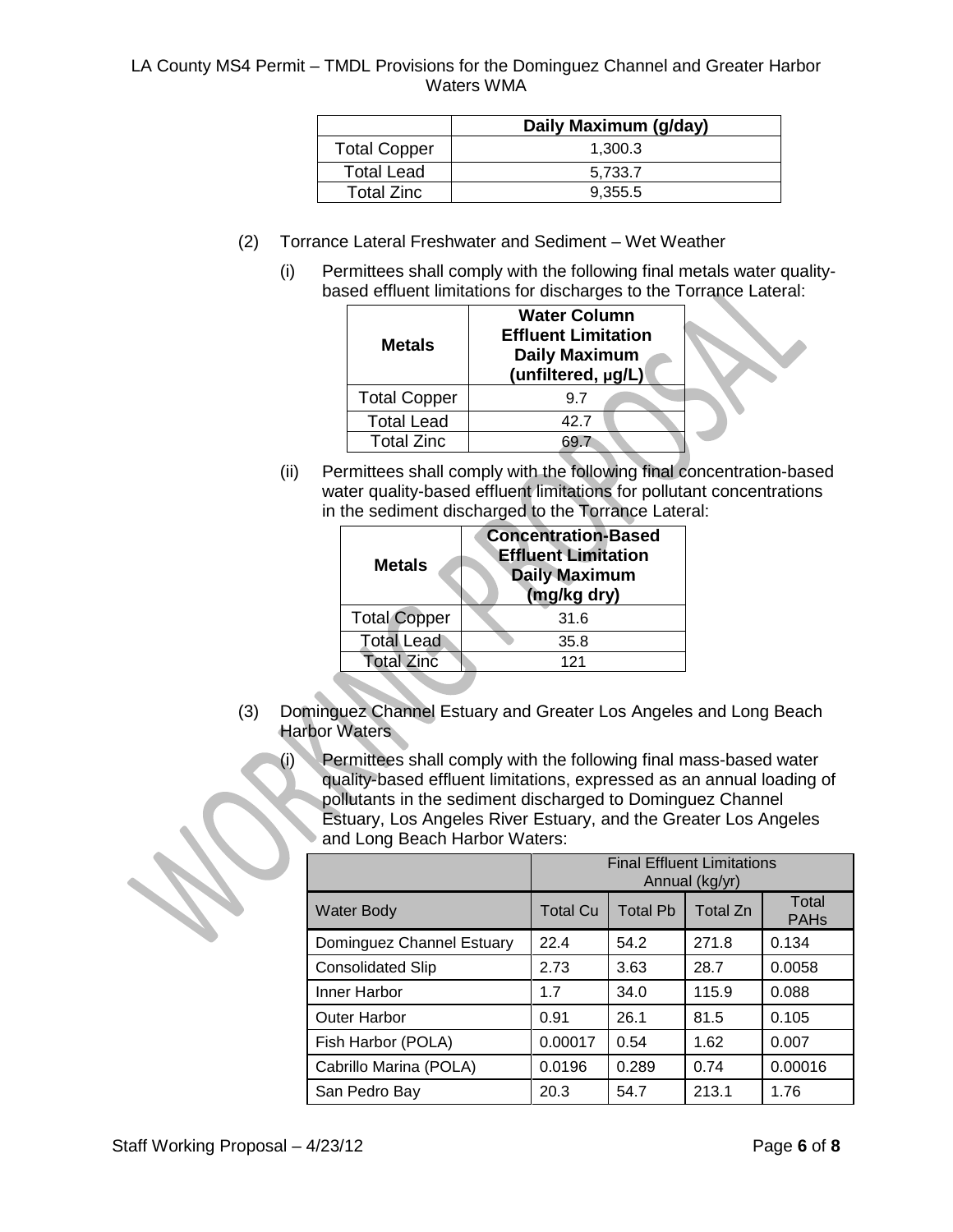| | Daily Maximum (g/day) |
|---|---|
| Total Copper | 1,300.3 |
| Total Lead | 5,733.7 |
| Total Zinc | 9,355.5 |

(2) Torrance Lateral Freshwater and Sediment – Wet Weather

(i) Permittees shall comply with the following final metals water quality-based effluent limitations for discharges to the Torrance Lateral:

| Metals | Water Column Effluent Limitation Daily Maximum (unfiltered, µg/L) |
|---|---|
| Total Copper | 9.7 |
| Total Lead | 42.7 |
| Total Zinc | 69.7 |

(ii) Permittees shall comply with the following final concentration-based water quality-based effluent limitations for pollutant concentrations in the sediment discharged to the Torrance Lateral:

| Metals | Concentration-Based Effluent Limitation Daily Maximum (mg/kg dry) |
|---|---|
| Total Copper | 31.6 |
| Total Lead | 35.8 |
| Total Zinc | 121 |

(3) Dominguez Channel Estuary and Greater Los Angeles and Long Beach Harbor Waters

(i) Permittees shall comply with the following final mass-based water quality-based effluent limitations, expressed as an annual loading of pollutants in the sediment discharged to Dominguez Channel Estuary, Los Angeles River Estuary, and the Greater Los Angeles and Long Beach Harbor Waters:

| | Final Effluent Limitations Annual (kg/yr) | | | |
|---|---|---|---|---|
| Water Body | Total Cu | Total Pb | Total Zn | Total PAHs |
| Dominguez Channel Estuary | 22.4 | 54.2 | 271.8 | 0.134 |
| Consolidated Slip | 2.73 | 3.63 | 28.7 | 0.0058 |
| Inner Harbor | 1.7 | 34.0 | 115.9 | 0.088 |
| Outer Harbor | 0.91 | 26.1 | 81.5 | 0.105 |
| Fish Harbor (POLA) | 0.00017 | 0.54 | 1.62 | 0.007 |
| Cabrillo Marina (POLA) | 0.0196 | 0.289 | 0.74 | 0.00016 |
| San Pedro Bay | 20.3 | 54.7 | 213.1 | 1.76 |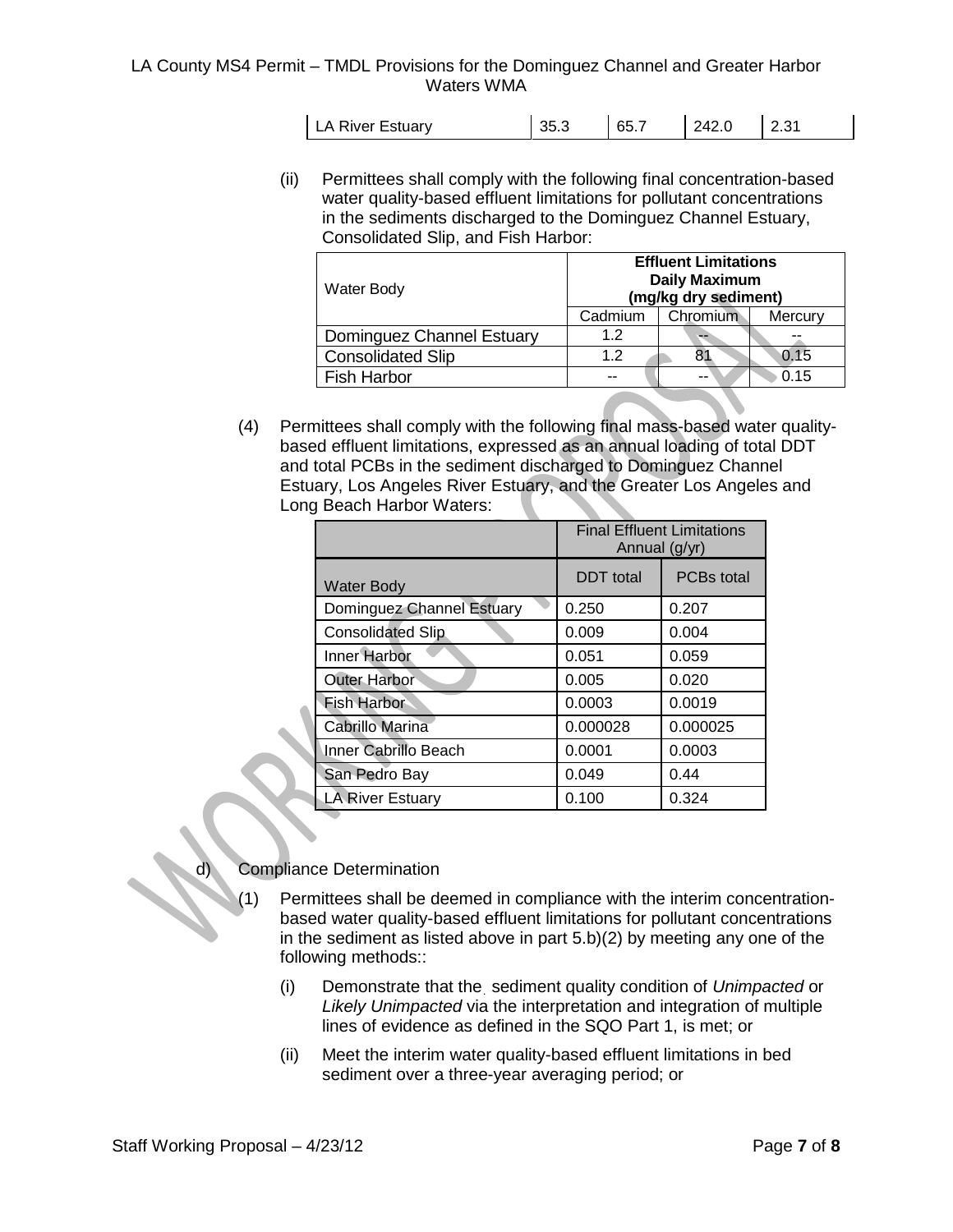| LA River Estuary | 35.3 | 65.7 | 242.0 | 2.31 |
|---|---|---|---|---|

(ii) Permittees shall comply with the following final concentration-based water quality-based effluent limitations for pollutant concentrations in the sediments discharged to the Dominguez Channel Estuary, Consolidated Slip, and Fish Harbor:

| Water Body | Effluent Limitations Daily Maximum (mg/kg dry sediment) | | |
|---|---|---|---|
| | Cadmium | Chromium | Mercury |
| Dominguez Channel Estuary | 1.2 | -- | -- |
| Consolidated Slip | 1.2 | 81 | 0.15 |
| Fish Harbor | -- | -- | 0.15 |

(4) Permittees shall comply with the following final mass-based water quality-based effluent limitations, expressed as an annual loading of total DDT and total PCBs in the sediment discharged to Dominguez Channel Estuary, Los Angeles River Estuary, and the Greater Los Angeles and Long Beach Harbor Waters:

| | Final Effluent Limitations Annual (g/yr) | |
|---|---|---|
| Water Body | DDT total | PCBs total |
| Dominguez Channel Estuary | 0.250 | 0.207 |
| Consolidated Slip | 0.009 | 0.004 |
| Inner Harbor | 0.051 | 0.059 |
| Outer Harbor | 0.005 | 0.020 |
| Fish Harbor | 0.0003 | 0.0019 |
| Cabrillo Marina | 0.000028 | 0.000025 |
| Inner Cabrillo Beach | 0.0001 | 0.0003 |
| San Pedro Bay | 0.049 | 0.44 |
| LA River Estuary | 0.100 | 0.324 |

d) Compliance Determination

(1) Permittees shall be deemed in compliance with the interim concentration-based water quality-based effluent limitations for pollutant concentrations in the sediment as listed above in part 5.b)(2) by meeting any one of the following methods::

(i) Demonstrate that the sediment quality condition of *Unimpacted* or *Likely Unimpacted* via the interpretation and integration of multiple lines of evidence as defined in the SQO Part 1, is met; or

(ii) Meet the interim water quality-based effluent limitations in bed sediment over a three-year averaging period; or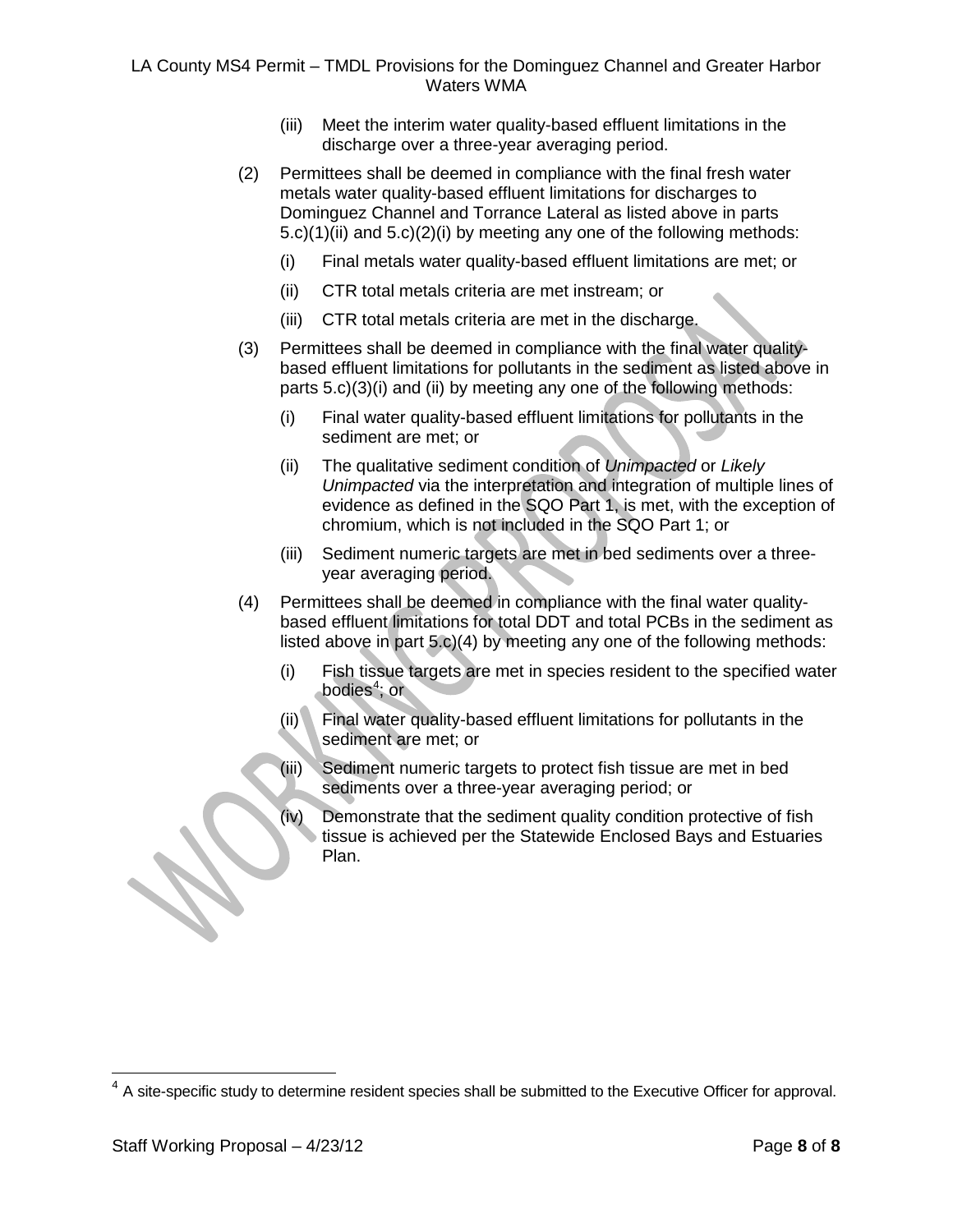(iii) Meet the interim water quality-based effluent limitations in the discharge over a three-year averaging period.

(2) Permittees shall be deemed in compliance with the final fresh water metals water quality-based effluent limitations for discharges to Dominguez Channel and Torrance Lateral as listed above in parts 5.c)(1)(ii) and 5.c)(2)(i) by meeting any one of the following methods:

(i) Final metals water quality-based effluent limitations are met; or

(ii) CTR total metals criteria are met instream; or

(iii) CTR total metals criteria are met in the discharge.

(3) Permittees shall be deemed in compliance with the final water quality-based effluent limitations for pollutants in the sediment as listed above in parts 5.c)(3)(i) and (ii) by meeting any one of the following methods:

(i) Final water quality-based effluent limitations for pollutants in the sediment are met; or

(ii) The qualitative sediment condition of *Unimpacted* or *Likely Unimpacted* via the interpretation and integration of multiple lines of evidence as defined in the SQO Part 1, is met, with the exception of chromium, which is not included in the SQO Part 1; or

(iii) Sediment numeric targets are met in bed sediments over a three-year averaging period.

(4) Permittees shall be deemed in compliance with the final water quality-based effluent limitations for total DDT and total PCBs in the sediment as listed above in part 5.c)(4) by meeting any one of the following methods:

(i) Fish tissue targets are met in species resident to the specified water bodies[4]; or

(ii) Final water quality-based effluent limitations for pollutants in the sediment are met; or

(iii) Sediment numeric targets to protect fish tissue are met in bed sediments over a three-year averaging period; or

(iv) Demonstrate that the sediment quality condition protective of fish tissue is achieved per the Statewide Enclosed Bays and Estuaries Plan.

[4] A site-specific study to determine resident species shall be submitted to the Executive Officer for approval.